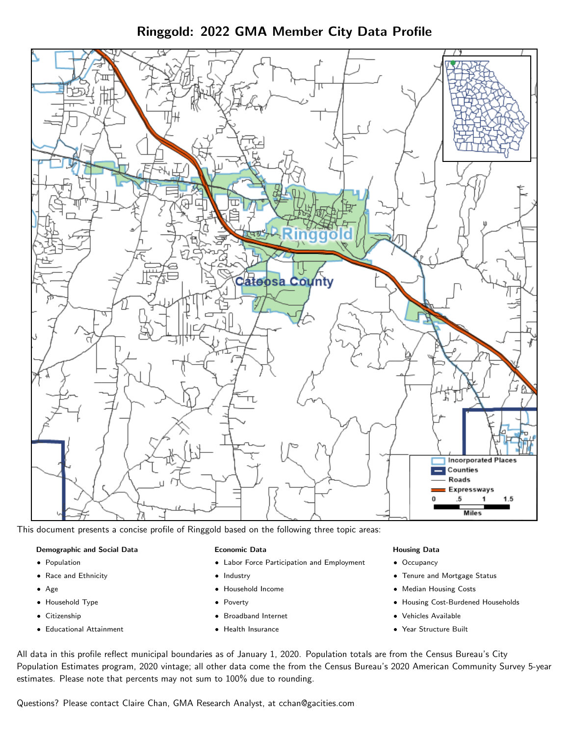# Ringgold: 2022 GMA Member City Data Profile

This document presents a concise profile of Ringgold based on the following three topic areas:

**Demographic and Social Data**

- Population
- Race and Ethnicity
- Age
- Household Type
- Citizenship
- Educational Attainment

**Economic Data**

- Labor Force Participation and Employment
- Industry
- Household Income
- Poverty
- Broadband Internet
- Health Insurance

**Housing Data**

- Occupancy
- Tenure and Mortgage Status
- Median Housing Costs
- Housing Cost-Burdened Households
- Vehicles Available
- Year Structure Built

All data in this profile reflect municipal boundaries as of January 1, 2020. Population totals are from the Census Bureau's City Population Estimates program, 2020 vintage; all other data come the from the Census Bureau's 2020 American Community Survey 5-year estimates. Please note that percents may not sum to 100% due to rounding.

Questions? Please contact Claire Chan, GMA Research Analyst, at cchan@gacities.com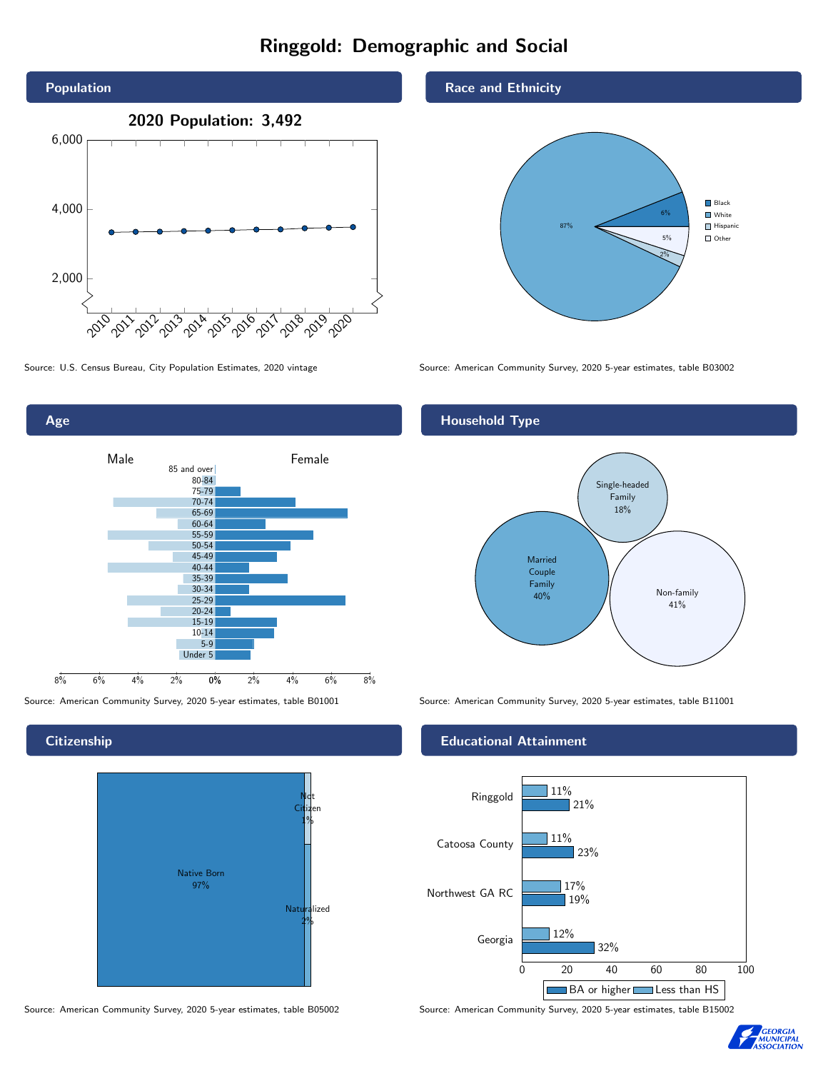# Ringgold: Demographic and Social

## Population

2020 Population: 3,492

Source: U.S. Census Bureau, City Population Estimates, 2020 vintage

## Race and Ethnicity

Black 6%, White 87%, Hispanic 2%, Other 5%

Source: American Community Survey, 2020 5-year estimates, table B03002

## Age

Source: American Community Survey, 2020 5-year estimates, table B01001

## Household Type

Single-headed Family 18%

Married Couple Family 40%

Non-family 41%

Source: American Community Survey, 2020 5-year estimates, table B11001

## Citizenship

Not Citizen 1%

Native Born 97%

Naturalized 2%

Source: American Community Survey, 2020 5-year estimates, table B05002

## Educational Attainment

| | Less than HS | BA or higher |
|---|---|---|
| Ringgold | 11% | 21% |
| Catoosa County | 11% | 23% |
| Northwest GA RC | 17% | 19% |
| Georgia | 12% | 32% |

Source: American Community Survey, 2020 5-year estimates, table B15002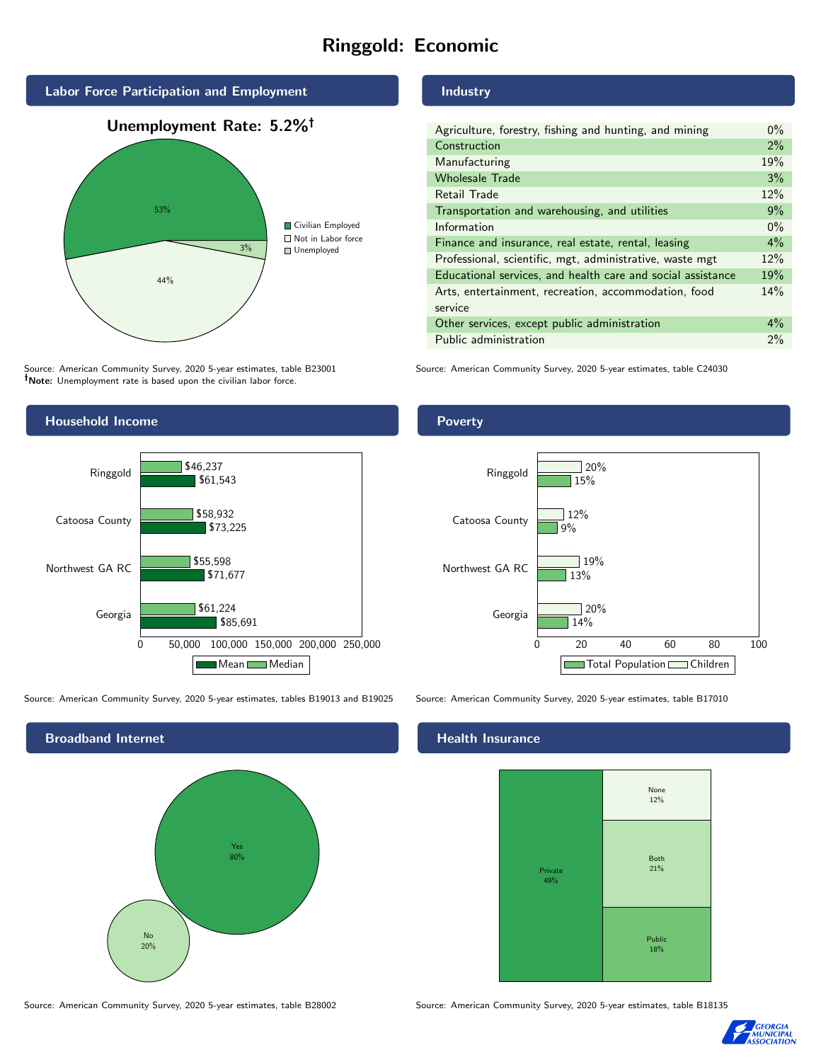# Ringgold: Economic

## Labor Force Participation and Employment

**Unemployment Rate: 5.2%†**

| Category | Percent |
|---|---|
| Civilian Employed | 53% |
| Not in Labor force | 44% |
| Unemployed | 3% |

Source: American Community Survey, 2020 5-year estimates, table B23001
**†Note:** Unemployment rate is based upon the civilian labor force.

## Industry

| Industry | Percent |
|---|---|
| Agriculture, forestry, fishing and hunting, and mining | 0% |
| Construction | 2% |
| Manufacturing | 19% |
| Wholesale Trade | 3% |
| Retail Trade | 12% |
| Transportation and warehousing, and utilities | 9% |
| Information | 0% |
| Finance and insurance, real estate, rental, leasing | 4% |
| Professional, scientific, mgt, administrative, waste mgt | 12% |
| Educational services, and health care and social assistance | 19% |
| Arts, entertainment, recreation, accommodation, food service | 14% |
| Other services, except public administration | 4% |
| Public administration | 2% |

Source: American Community Survey, 2020 5-year estimates, table C24030

## Household Income

| Area | Median | Mean |
|---|---|---|
| Ringgold | $46,237 | $61,543 |
| Catoosa County | $58,932 | $73,225 |
| Northwest GA RC | $55,598 | $71,677 |
| Georgia | $61,224 | $85,691 |

Source: American Community Survey, 2020 5-year estimates, tables B19013 and B19025

## Poverty

| Area | Children | Total Population |
|---|---|---|
| Ringgold | 20% | 15% |
| Catoosa County | 12% | 9% |
| Northwest GA RC | 19% | 13% |
| Georgia | 20% | 14% |

Source: American Community Survey, 2020 5-year estimates, table B17010

## Broadband Internet

| Response | Percent |
|---|---|
| Yes | 80% |
| No | 20% |

Source: American Community Survey, 2020 5-year estimates, table B28002

## Health Insurance

| Type | Percent |
|---|---|
| Private | 49% |
| None | 12% |
| Both | 21% |
| Public | 18% |

Source: American Community Survey, 2020 5-year estimates, table B18135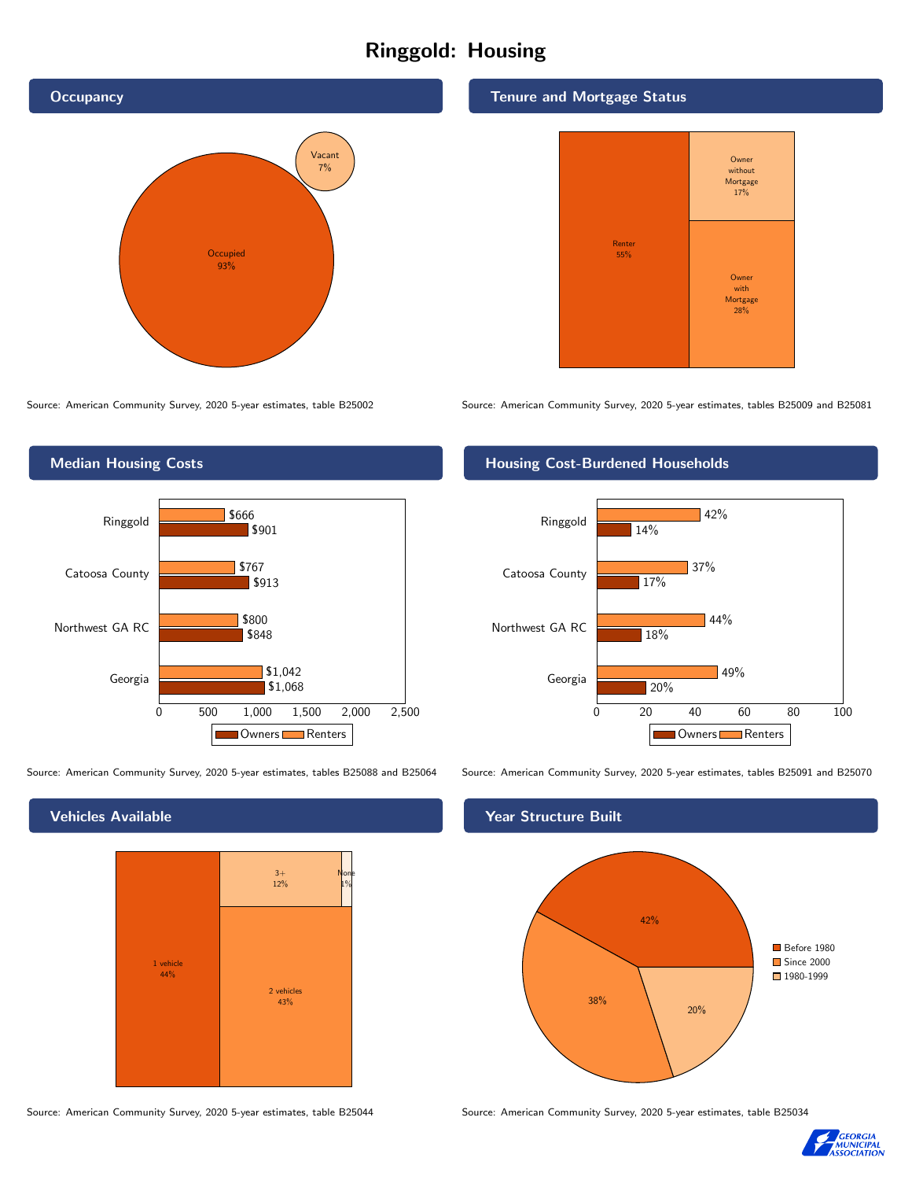# Ringgold: Housing

## Occupancy

Vacant
7%

Occupied
93%

Source: American Community Survey, 2020 5-year estimates, table B25002

## Tenure and Mortgage Status

Renter
55%

Owner
without
Mortgage
17%

Owner
with
Mortgage
28%

Source: American Community Survey, 2020 5-year estimates, tables B25009 and B25081

## Median Housing Costs

Ringgold
$666
$901

Catoosa County
$767
$913

Northwest GA RC
$800
$848

Georgia
$1,042
$1,068

0
500
1,000
1,500
2,000
2,500

Owners
Renters

Source: American Community Survey, 2020 5-year estimates, tables B25088 and B25064

## Housing Cost-Burdened Households

Ringgold
42%
14%

Catoosa County
37%
17%

Northwest GA RC
44%
18%

Georgia
49%
20%

0
20
40
60
80
100

Owners
Renters

Source: American Community Survey, 2020 5-year estimates, tables B25091 and B25070

## Vehicles Available

1 vehicle
44%

3+
12%

None
1%

2 vehicles
43%

Source: American Community Survey, 2020 5-year estimates, table B25044

## Year Structure Built

42%
38%
20%

Before 1980
Since 2000
1980-1999

Source: American Community Survey, 2020 5-year estimates, table B25034

GEORGIA MUNICIPAL ASSOCIATION